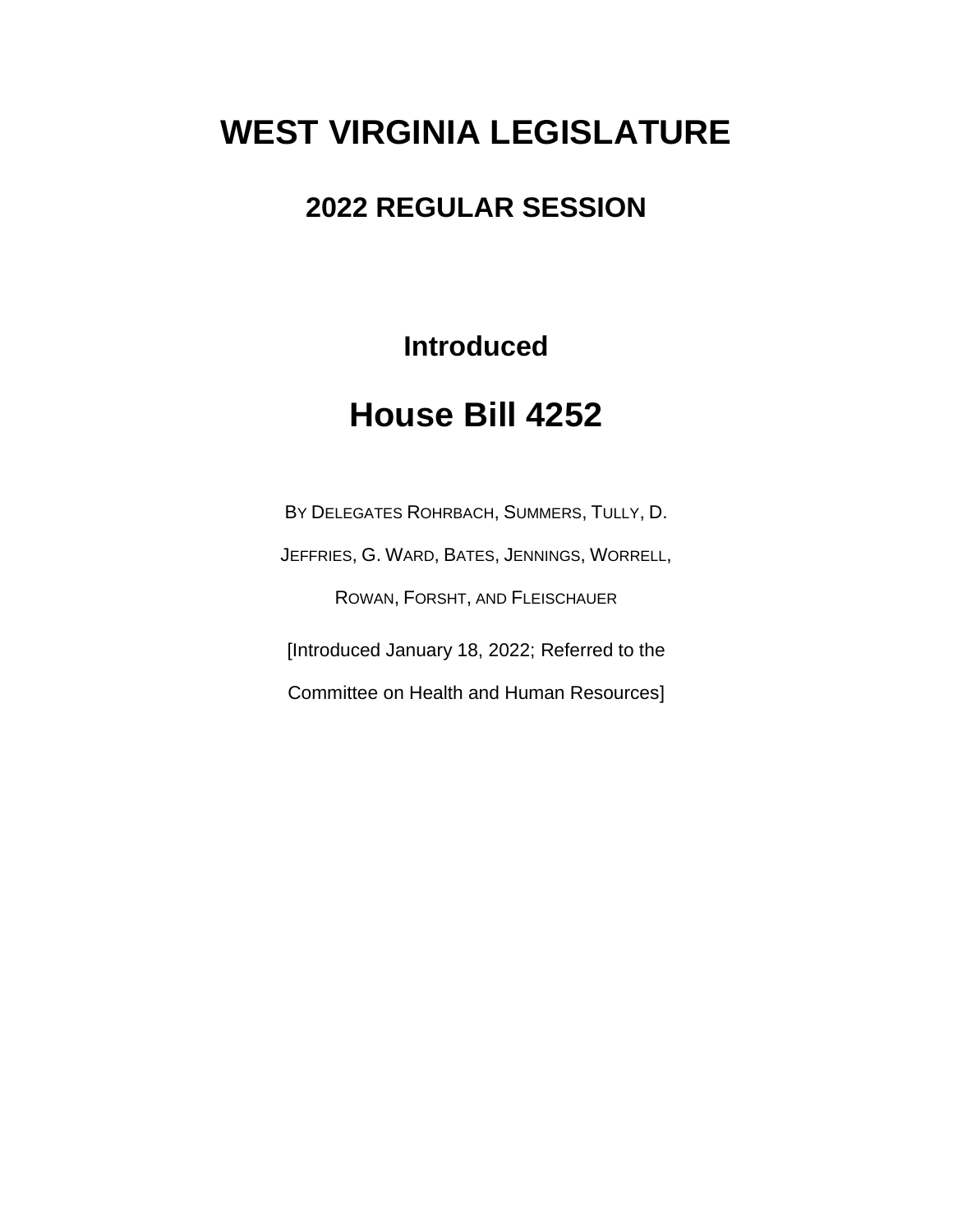# WEST VIRGINIA LEGISLATURE

## 2022 REGULAR SESSION

### Introduced

# House Bill 4252

BY DELEGATES ROHRBACH, SUMMERS, TULLY, D. JEFFRIES, G. WARD, BATES, JENNINGS, WORRELL, ROWAN, FORSHT, AND FLEISCHAUER

[Introduced January 18, 2022; Referred to the Committee on Health and Human Resources]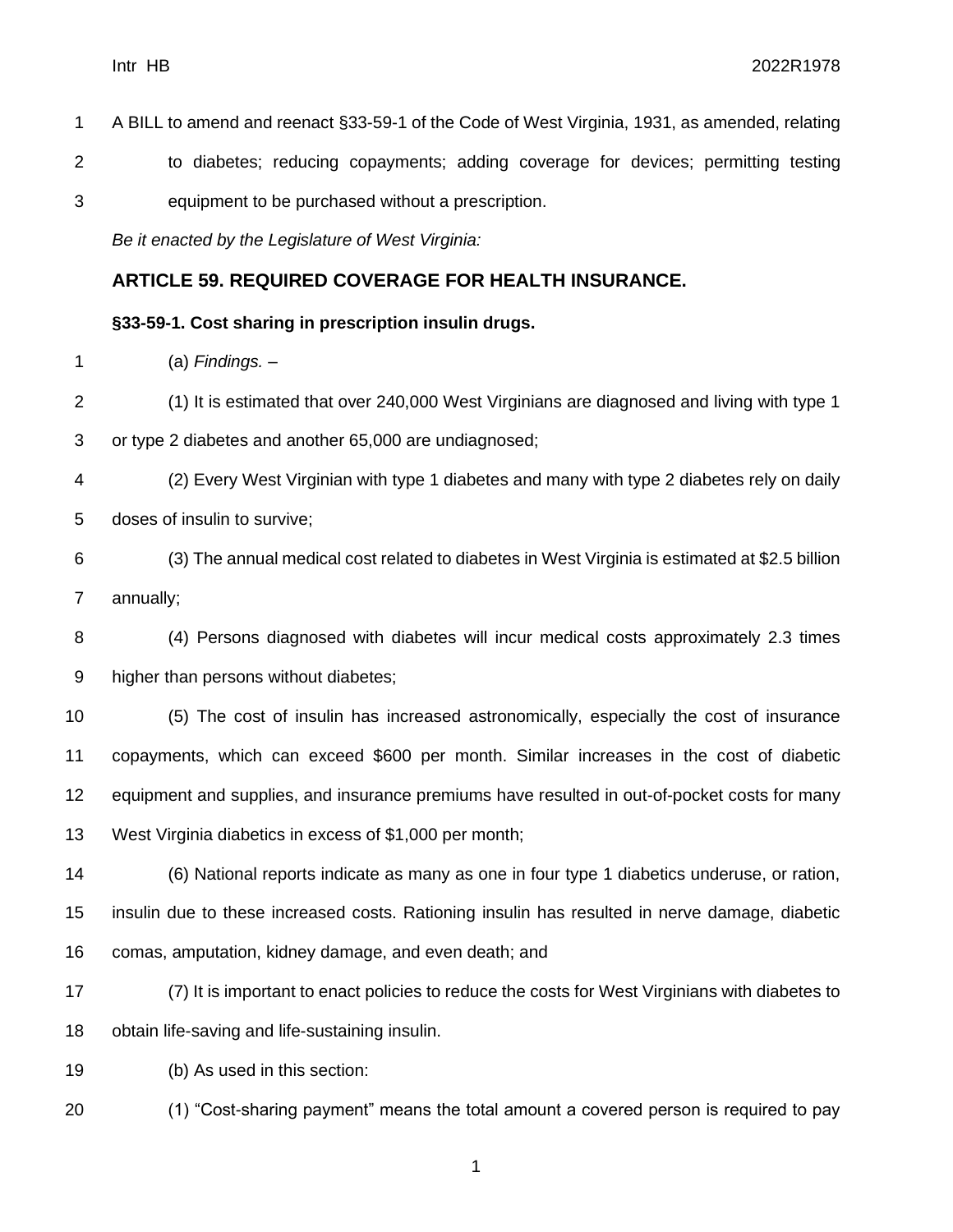A BILL to amend and reenact §33-59-1 of the Code of West Virginia, 1931, as amended, relating to diabetes; reducing copayments; adding coverage for devices; permitting testing equipment to be purchased without a prescription.

*Be it enacted by the Legislature of West Virginia:*

## ARTICLE 59. REQUIRED COVERAGE FOR HEALTH INSURANCE.

### §33-59-1. Cost sharing in prescription insulin drugs.

(a) *Findings.* –

(1) It is estimated that over 240,000 West Virginians are diagnosed and living with type 1 or type 2 diabetes and another 65,000 are undiagnosed;

(2) Every West Virginian with type 1 diabetes and many with type 2 diabetes rely on daily doses of insulin to survive;

(3) The annual medical cost related to diabetes in West Virginia is estimated at $2.5 billion annually;

(4) Persons diagnosed with diabetes will incur medical costs approximately 2.3 times higher than persons without diabetes;

(5) The cost of insulin has increased astronomically, especially the cost of insurance copayments, which can exceed $600 per month. Similar increases in the cost of diabetic equipment and supplies, and insurance premiums have resulted in out-of-pocket costs for many West Virginia diabetics in excess of $1,000 per month;

(6) National reports indicate as many as one in four type 1 diabetics underuse, or ration, insulin due to these increased costs. Rationing insulin has resulted in nerve damage, diabetic comas, amputation, kidney damage, and even death; and

(7) It is important to enact policies to reduce the costs for West Virginians with diabetes to obtain life-saving and life-sustaining insulin.

(b) As used in this section:

(1) "Cost-sharing payment" means the total amount a covered person is required to pay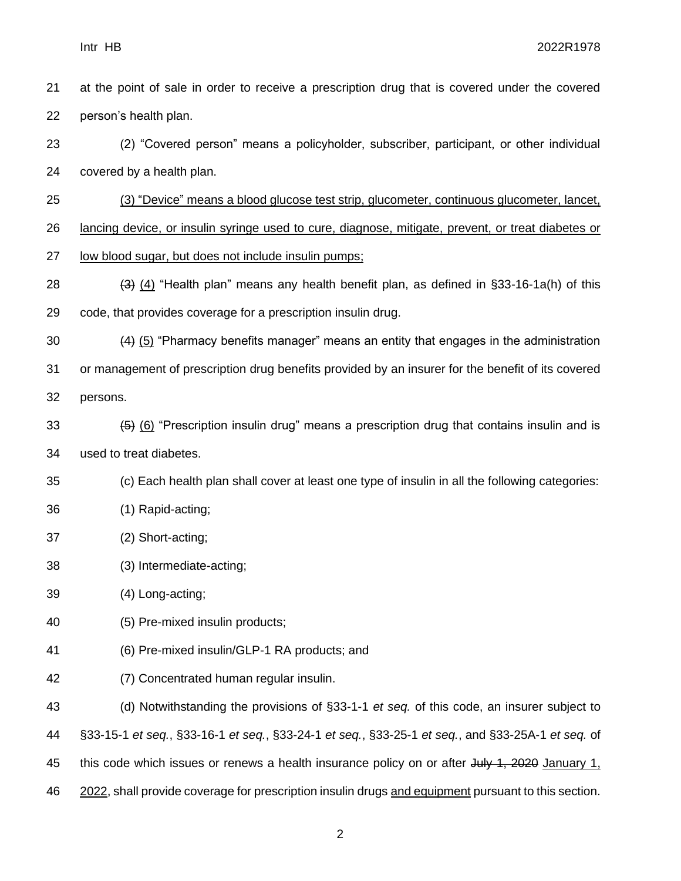at the point of sale in order to receive a prescription drug that is covered under the covered person's health plan.

(2) "Covered person" means a policyholder, subscriber, participant, or other individual covered by a health plan.

<u>(3) "Device" means a blood glucose test strip, glucometer, continuous glucometer, lancet, lancing device, or insulin syringe used to cure, diagnose, mitigate, prevent, or treat diabetes or low blood sugar, but does not include insulin pumps;</u>

~~(3)~~ <u>(4)</u> "Health plan" means any health benefit plan, as defined in §33-16-1a(h) of this code, that provides coverage for a prescription insulin drug.

~~(4)~~ <u>(5)</u> "Pharmacy benefits manager" means an entity that engages in the administration or management of prescription drug benefits provided by an insurer for the benefit of its covered persons.

~~(5)~~ <u>(6)</u> "Prescription insulin drug" means a prescription drug that contains insulin and is used to treat diabetes.

(c) Each health plan shall cover at least one type of insulin in all the following categories:

(1) Rapid-acting;

(2) Short-acting;

(3) Intermediate-acting;

(4) Long-acting;

(5) Pre-mixed insulin products;

(6) Pre-mixed insulin/GLP-1 RA products; and

(7) Concentrated human regular insulin.

(d) Notwithstanding the provisions of §33-1-1 *et seq.* of this code, an insurer subject to §33-15-1 *et seq.*, §33-16-1 *et seq.*, §33-24-1 *et seq.*, §33-25-1 *et seq.*, and §33-25A-1 *et seq.* of this code which issues or renews a health insurance policy on or after ~~July 1, 2020~~ <u>January 1, 2022</u>, shall provide coverage for prescription insulin drugs <u>and equipment</u> pursuant to this section.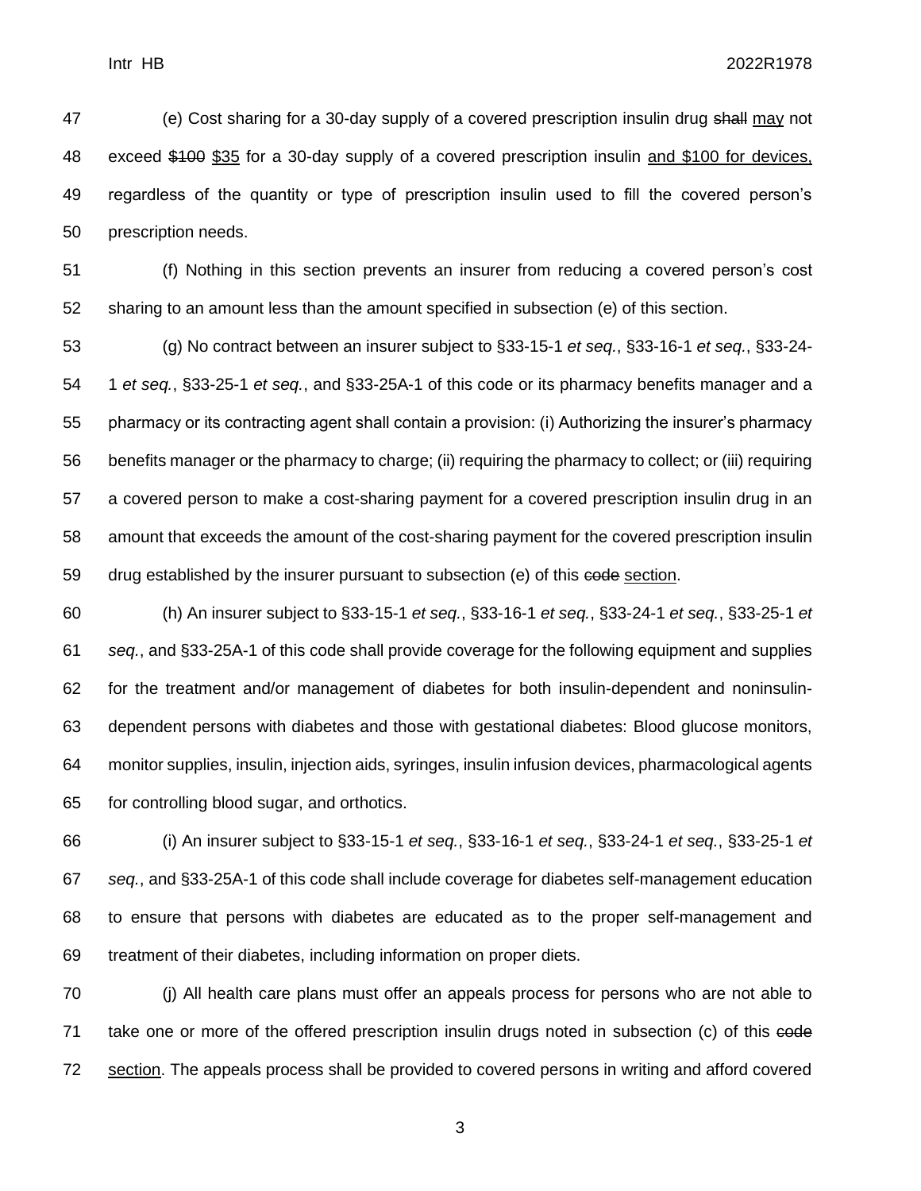(e) Cost sharing for a 30-day supply of a covered prescription insulin drug ~~shall~~ <u>may</u> not exceed ~~$100~~ <u>$35</u> for a 30-day supply of a covered prescription insulin <u>and $100 for devices,</u> regardless of the quantity or type of prescription insulin used to fill the covered person's prescription needs.

(f) Nothing in this section prevents an insurer from reducing a covered person's cost sharing to an amount less than the amount specified in subsection (e) of this section.

(g) No contract between an insurer subject to §33-15-1 *et seq.*, §33-16-1 *et seq.*, §33-24-1 *et seq.*, §33-25-1 *et seq.*, and §33-25A-1 of this code or its pharmacy benefits manager and a pharmacy or its contracting agent shall contain a provision: (i) Authorizing the insurer's pharmacy benefits manager or the pharmacy to charge; (ii) requiring the pharmacy to collect; or (iii) requiring a covered person to make a cost-sharing payment for a covered prescription insulin drug in an amount that exceeds the amount of the cost-sharing payment for the covered prescription insulin drug established by the insurer pursuant to subsection (e) of this ~~code~~ <u>section</u>.

(h) An insurer subject to §33-15-1 *et seq.*, §33-16-1 *et seq.*, §33-24-1 *et seq.*, §33-25-1 *et seq.*, and §33-25A-1 of this code shall provide coverage for the following equipment and supplies for the treatment and/or management of diabetes for both insulin-dependent and noninsulin-dependent persons with diabetes and those with gestational diabetes: Blood glucose monitors, monitor supplies, insulin, injection aids, syringes, insulin infusion devices, pharmacological agents for controlling blood sugar, and orthotics.

(i) An insurer subject to §33-15-1 *et seq.*, §33-16-1 *et seq.*, §33-24-1 *et seq.*, §33-25-1 *et seq.*, and §33-25A-1 of this code shall include coverage for diabetes self-management education to ensure that persons with diabetes are educated as to the proper self-management and treatment of their diabetes, including information on proper diets.

(j) All health care plans must offer an appeals process for persons who are not able to take one or more of the offered prescription insulin drugs noted in subsection (c) of this ~~code~~ <u>section</u>. The appeals process shall be provided to covered persons in writing and afford covered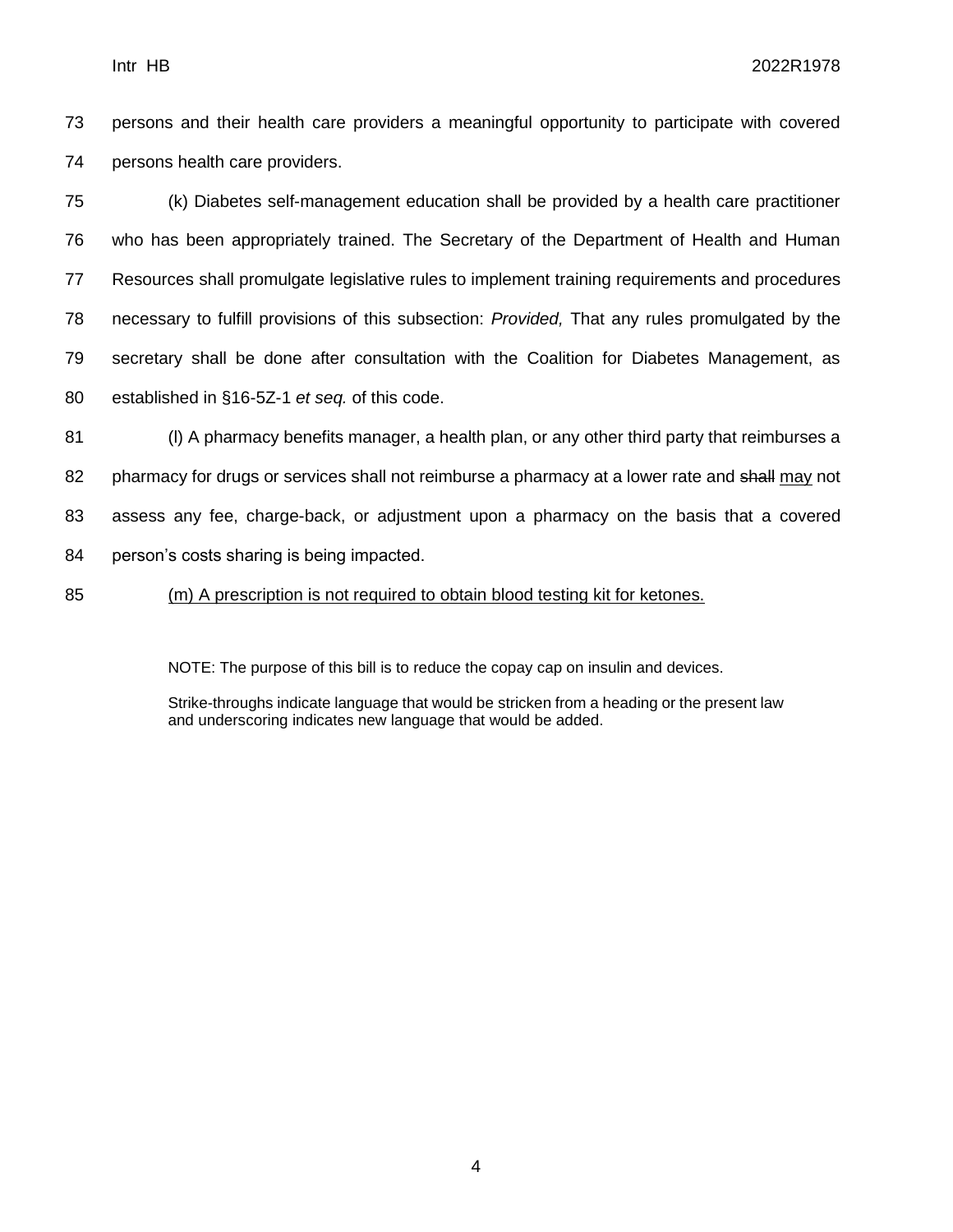persons and their health care providers a meaningful opportunity to participate with covered persons health care providers.

(k) Diabetes self-management education shall be provided by a health care practitioner who has been appropriately trained. The Secretary of the Department of Health and Human Resources shall promulgate legislative rules to implement training requirements and procedures necessary to fulfill provisions of this subsection: *Provided,* That any rules promulgated by the secretary shall be done after consultation with the Coalition for Diabetes Management, as established in §16-5Z-1 *et seq.* of this code.

(l) A pharmacy benefits manager, a health plan, or any other third party that reimburses a pharmacy for drugs or services shall not reimburse a pharmacy at a lower rate and ~~shall~~ <u>may</u> not assess any fee, charge-back, or adjustment upon a pharmacy on the basis that a covered person's costs sharing is being impacted.

<u>(m) A prescription is not required to obtain blood testing kit for ketones.</u>

NOTE: The purpose of this bill is to reduce the copay cap on insulin and devices.

Strike-throughs indicate language that would be stricken from a heading or the present law and underscoring indicates new language that would be added.